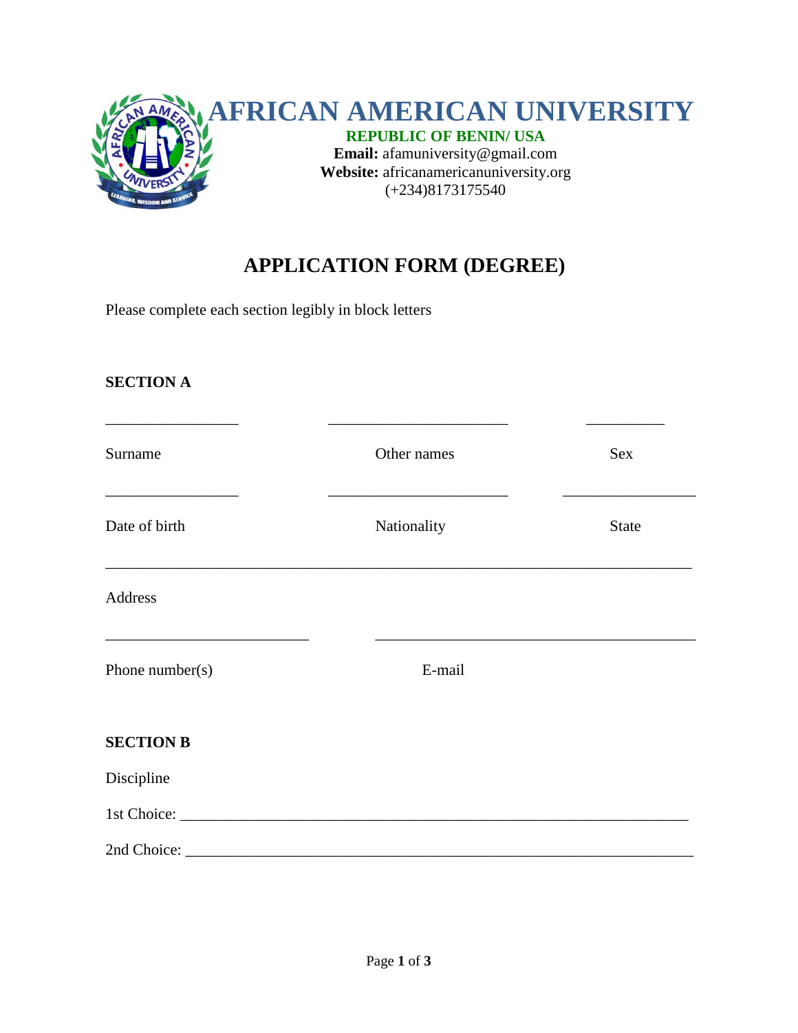# AFRICAN AMERICAN UNIVERSITY

**REPUBLIC OF BENIN/ USA**

**Email:** afamuniversity@gmail.com
**Website:** africanamericanuniversity.org
(+234)8173175540

## APPLICATION FORM (DEGREE)

Please complete each section legibly in block letters

### SECTION A

_________________ _______________________ __________

Surname Other names Sex

_________________ _______________________ _________________

Date of birth Nationality State

___________________________________________________________________________

Address

__________________________ _________________________________________

Phone number(s) E-mail

### SECTION B

Discipline

1st Choice: _________________________________________________________________

2nd Choice: _________________________________________________________________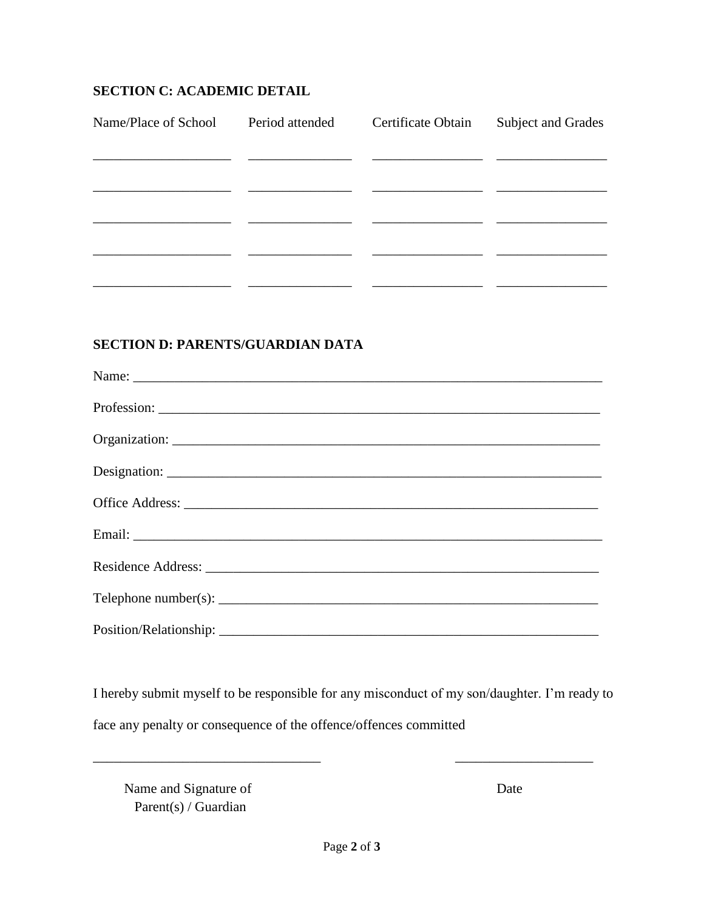## SECTION C: ACADEMIC DETAIL

| Name/Place of School | Period attended | Certificate Obtain | Subject and Grades |
|---|---|---|---|
| ____________________ | _______________ | ________________ | ________________ |
| ____________________ | _______________ | ________________ | ________________ |
| ____________________ | _______________ | ________________ | ________________ |
| ____________________ | _______________ | ________________ | ________________ |
| ____________________ | _______________ | ________________ | ________________ |

## SECTION D: PARENTS/GUARDIAN DATA

Name: ______________________________________________________________________

Profession: __________________________________________________________________

Organization: ________________________________________________________________

Designation: _________________________________________________________________

Office Address: ______________________________________________________________

Email: ______________________________________________________________________

Residence Address: ___________________________________________________________

Telephone number(s): _________________________________________________________

Position/Relationship: _________________________________________________________

I hereby submit myself to be responsible for any misconduct of my son/daughter. I'm ready to face any penalty or consequence of the offence/offences committed

_________________________________ ____________________

Name and Signature of Parent(s) / Guardian Date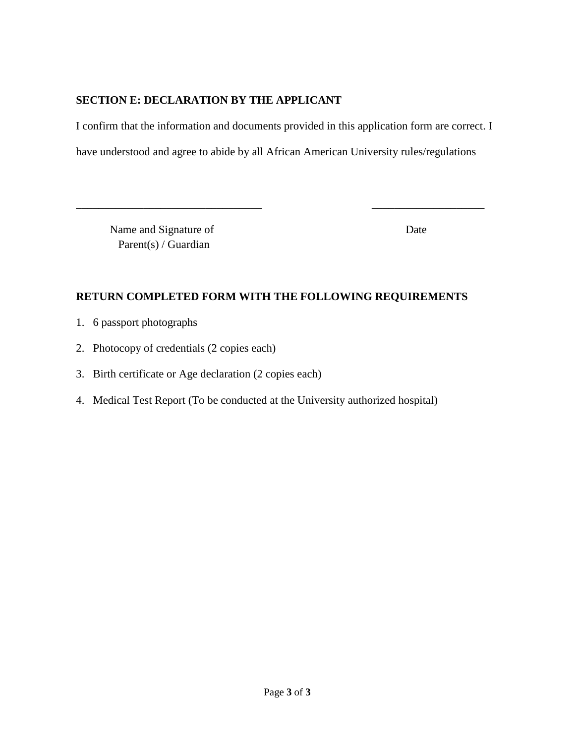**SECTION E: DECLARATION BY THE APPLICANT**

I confirm that the information and documents provided in this application form are correct. I have understood and agree to abide by all African American University rules/regulations

_________________________________ ____________________

Name and Signature of Parent(s) / Guardian Date

**RETURN COMPLETED FORM WITH THE FOLLOWING REQUIREMENTS**

1. 6 passport photographs
2. Photocopy of credentials (2 copies each)
3. Birth certificate or Age declaration (2 copies each)
4. Medical Test Report (To be conducted at the University authorized hospital)